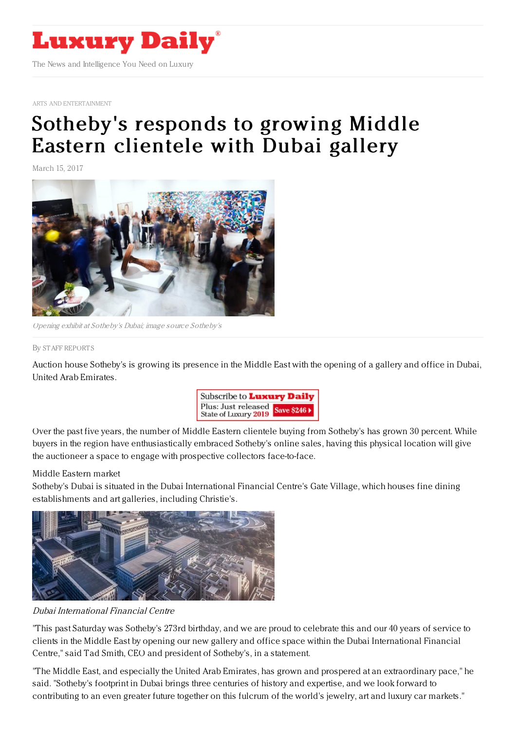# Luxury Daily

The News and Intelligence You Need on Luxury

ARTS AND ENTERTAINMENT

# Sotheby's responds to growing Middle Eastern clientele with Dubai gallery

March 15, 2017

*Opening exhibit at Sotheby's Dubai; image source Sotheby's*

By STAFF REPORTS

Auction house Sotheby's is growing its presence in the Middle East with the opening of a gallery and office in Dubai, United Arab Emirates.

Over the past five years, the number of Middle Eastern clientele buying from Sotheby's has grown 30 percent. While buyers in the region have enthusiastically embraced Sotheby's online sales, having this physical location will give the auctioneer a space to engage with prospective collectors face-to-face.

Middle Eastern market

Sotheby's Dubai is situated in the Dubai International Financial Centre's Gate Village, which houses fine dining establishments and art galleries, including Christie's.

*Dubai International Financial Centre*

"This past Saturday was Sotheby's 273rd birthday, and we are proud to celebrate this and our 40 years of service to clients in the Middle East by opening our new gallery and office space within the Dubai International Financial Centre," said Tad Smith, CEO and president of Sotheby's, in a statement.

"The Middle East, and especially the United Arab Emirates, has grown and prospered at an extraordinary pace," he said. "Sotheby's footprint in Dubai brings three centuries of history and expertise, and we look forward to contributing to an even greater future together on this fulcrum of the world's jewelry, art and luxury car markets."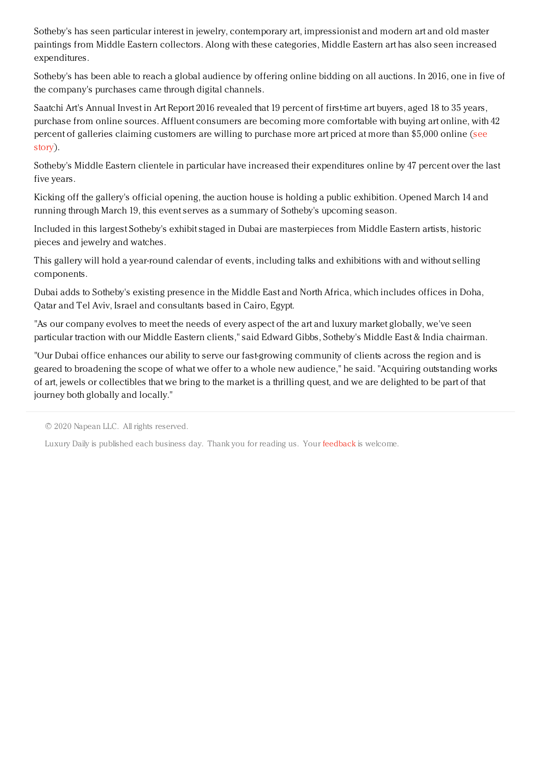Sotheby's has seen particular interest in jewelry, contemporary art, impressionist and modern art and old master paintings from Middle Eastern collectors. Along with these categories, Middle Eastern art has also seen increased expenditures.

Sotheby's has been able to reach a global audience by offering online bidding on all auctions. In 2016, one in five of the company's purchases came through digital channels.

Saatchi Art's Annual Invest in Art Report 2016 revealed that 19 percent of first-time art buyers, aged 18 to 35 years, purchase from online sources. Affluent consumers are becoming more comfortable with buying art online, with 42 percent of galleries claiming customers are willing to purchase more art priced at more than $5,000 online (see story).

Sotheby's Middle Eastern clientele in particular have increased their expenditures online by 47 percent over the last five years.

Kicking off the gallery's official opening, the auction house is holding a public exhibition. Opened March 14 and running through March 19, this event serves as a summary of Sotheby's upcoming season.

Included in this largest Sotheby's exhibit staged in Dubai are masterpieces from Middle Eastern artists, historic pieces and jewelry and watches.

This gallery will hold a year-round calendar of events, including talks and exhibitions with and without selling components.

Dubai adds to Sotheby's existing presence in the Middle East and North Africa, which includes offices in Doha, Qatar and Tel Aviv, Israel and consultants based in Cairo, Egypt.

"As our company evolves to meet the needs of every aspect of the art and luxury market globally, we've seen particular traction with our Middle Eastern clients," said Edward Gibbs, Sotheby's Middle East & India chairman.

"Our Dubai office enhances our ability to serve our fast-growing community of clients across the region and is geared to broadening the scope of what we offer to a whole new audience," he said. "Acquiring outstanding works of art, jewels or collectibles that we bring to the market is a thrilling quest, and we are delighted to be part of that journey both globally and locally."

© 2020 Napean LLC. All rights reserved.

Luxury Daily is published each business day. Thank you for reading us. Your feedback is welcome.